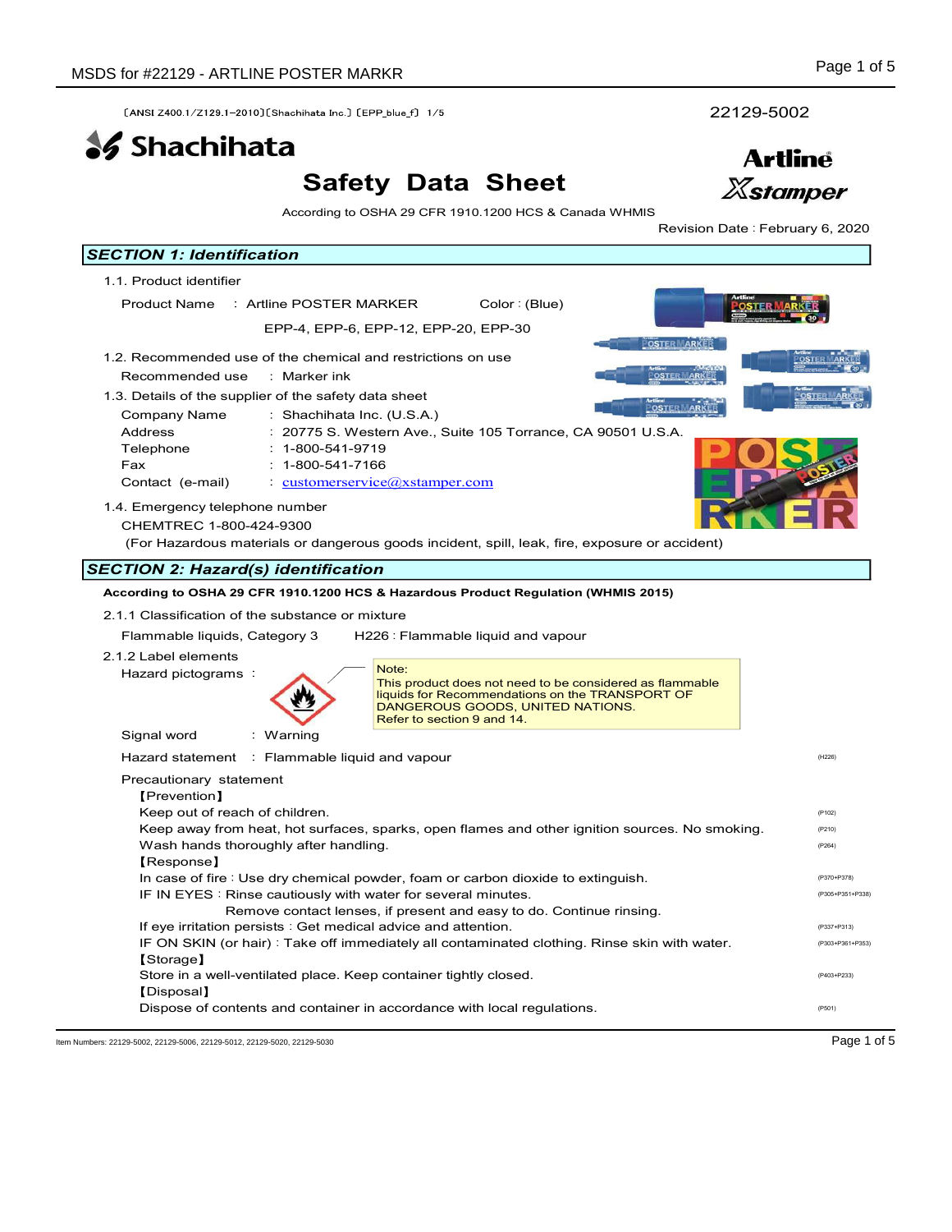〔ANSI Z400.1/Z129.1-2010〕〔Shachihata Inc.〕〔EPP_blue_f〕 1/5

22129-5002

Shachihata

# Safety Data Sheet

Artline
Xstamper

According to OSHA 29 CFR 1910.1200 HCS & Canada WHMIS

Revision Date : February 6, 2020

## SECTION 1: Identification

1.1. Product identifier

Product Name : Artline POSTER MARKER Color : (Blue)

EPP-4, EPP-6, EPP-12, EPP-20, EPP-30

1.2. Recommended use of the chemical and restrictions on use

Recommended use : Marker ink

1.3. Details of the supplier of the safety data sheet

Company Name : Shachihata Inc. (U.S.A.)
Address : 20775 S. Western Ave., Suite 105 Torrance, CA 90501 U.S.A.
Telephone : 1-800-541-9719
Fax : 1-800-541-7166
Contact (e-mail) : customerservice@xstamper.com

1.4. Emergency telephone number

CHEMTREC 1-800-424-9300

(For Hazardous materials or dangerous goods incident, spill, leak, fire, exposure or accident)

## SECTION 2: Hazard(s) identification

**According to OSHA 29 CFR 1910.1200 HCS & Hazardous Product Regulation (WHMIS 2015)**

2.1.1 Classification of the substance or mixture

Flammable liquids, Category 3 H226 : Flammable liquid and vapour

2.1.2 Label elements

Hazard pictograms :

Note:
This product does not need to be considered as flammable liquids for Recommendations on the TRANSPORT OF DANGEROUS GOODS, UNITED NATIONS.
Refer to section 9 and 14.

Signal word : Warning

Hazard statement : Flammable liquid and vapour (H226)

Precautionary statement

【Prevention】

Keep out of reach of children. (P102)
Keep away from heat, hot surfaces, sparks, open flames and other ignition sources. No smoking. (P210)
Wash hands thoroughly after handling. (P264)

【Response】

In case of fire : Use dry chemical powder, foam or carbon dioxide to extinguish. (P370+P378)
IF IN EYES : Rinse cautiously with water for several minutes. (P305+P351+P338)
Remove contact lenses, if present and easy to do. Continue rinsing.
If eye irritation persists : Get medical advice and attention. (P337+P313)
IF ON SKIN (or hair) : Take off immediately all contaminated clothing. Rinse skin with water. (P303+P361+P353)

【Storage】

Store in a well-ventilated place. Keep container tightly closed. (P403+P233)

【Disposal】

Dispose of contents and container in accordance with local regulations. (P501)

Item Numbers: 22129-5002, 22129-5006, 22129-5012, 22129-5020, 22129-5030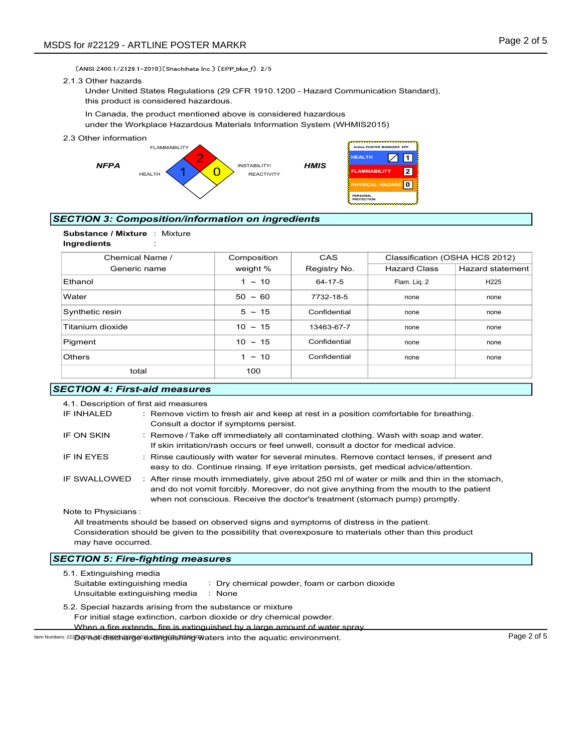〔ANSI Z400.1/Z129.1-2010〕〔Shachihata Inc.〕〔EPP_blue_f〕 2/5

2.1.3 Other hazards

Under United States Regulations (29 CFR 1910.1200 - Hazard Communication Standard), this product is considered hazardous.

In Canada, the product mentioned above is considered hazardous under the Workplace Hazardous Materials Information System (WHMIS2015)

2.3 Other information

**NFPA**

FLAMMABILITY: 2
HEALTH: 1
INSTABILITY/REACTIVITY: 0

**HMIS**

Artline POSTER MARKERS EPP

| | |
|---|---|
| HEALTH | / 1 |
| FLAMMABILITY | 2 |
| PHYSICAL HAZARD | 0 |
| PERSONAL PROTECTION | |

## SECTION 3: Composition/information on ingredients

**Substance / Mixture** : Mixture

**Ingredients** :

| Chemical Name / Generic name | Composition weight % | CAS Registry No. | Classification (OSHA HCS 2012) | |
|---|---|---|---|---|
| | | | Hazard Class | Hazard statement |
| Ethanol | 1 ～ 10 | 64-17-5 | Flam. Liq. 2 | H225 |
| Water | 50 ～ 60 | 7732-18-5 | none | none |
| Synthetic resin | 5 ～ 15 | Confidential | none | none |
| Titanium dioxide | 10 ～ 15 | 13463-67-7 | none | none |
| Pigment | 10 ～ 15 | Confidential | none | none |
| Others | 1 ～ 10 | Confidential | none | none |
| total | 100 | | | |

## SECTION 4: First-aid measures

4.1. Description of first aid measures

IF INHALED : Remove victim to fresh air and keep at rest in a position comfortable for breathing. Consult a doctor if symptoms persist.

IF ON SKIN : Remove / Take off immediately all contaminated clothing. Wash with soap and water. If skin irritation/rash occurs or feel unwell, consult a doctor for medical advice.

IF IN EYES : Rinse cautiously with water for several minutes. Remove contact lenses, if present and easy to do. Continue rinsing. If eye irritation persists, get medical advice/attention.

IF SWALLOWED : After rinse mouth immediately, give about 250 ml of water or milk and thin in the stomach, and do not vomit forcibly. Moreover, do not give anything from the mouth to the patient when not conscious. Receive the doctor's treatment (stomach pump) promptly.

Note to Physicians :

All treatments should be based on observed signs and symptoms of distress in the patient. Consideration should be given to the possibility that overexposure to materials other than this product may have occurred.

## SECTION 5: Fire-fighting measures

5.1. Extinguishing media

Suitable extinguishing media : Dry chemical powder, foam or carbon dioxide

Unsuitable extinguishing media : None

5.2. Special hazards arising from the substance or mixture

For initial stage extinction, carbon dioxide or dry chemical powder.

When a fire extends, fire is extinguished by a large amount of water spray.

Do not discharge extinguishing waters into the aquatic environment.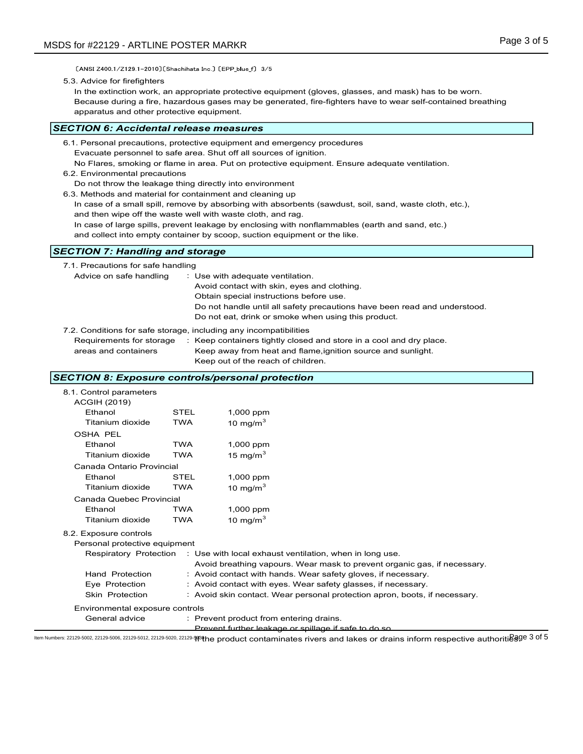〔ANSI Z400.1/Z129.1-2010〕〔Shachihata Inc.〕〔EPP_blue_f〕 3/5

5.3. Advice for firefighters

In the extinction work, an appropriate protective equipment (gloves, glasses, and mask) has to be worn. Because during a fire, hazardous gases may be generated, fire-fighters have to wear self-contained breathing apparatus and other protective equipment.

## *SECTION 6: Accidental release measures*

6.1. Personal precautions, protective equipment and emergency procedures

Evacuate personnel to safe area. Shut off all sources of ignition.
No Flares, smoking or flame in area. Put on protective equipment. Ensure adequate ventilation.

6.2. Environmental precautions

Do not throw the leakage thing directly into environment

6.3. Methods and material for containment and cleaning up

In case of a small spill, remove by absorbing with absorbents (sawdust, soil, sand, waste cloth, etc.), and then wipe off the waste well with waste cloth, and rag.
In case of large spills, prevent leakage by enclosing with nonflammables (earth and sand, etc.) and collect into empty container by scoop, suction equipment or the like.

## *SECTION 7: Handling and storage*

7.1. Precautions for safe handling

Advice on safe handling : Use with adequate ventilation.
Avoid contact with skin, eyes and clothing.
Obtain special instructions before use.
Do not handle until all safety precautions have been read and understood.
Do not eat, drink or smoke when using this product.

7.2. Conditions for safe storage, including any incompatibilities

Requirements for storage areas and containers : Keep containers tightly closed and store in a cool and dry place.
Keep away from heat and flame,ignition source and sunlight.
Keep out of the reach of children.

## *SECTION 8: Exposure controls/personal protection*

8.1. Control parameters

| | | |
|---|---|---|
| **ACGIH (2019)** | | |
| Ethanol | STEL | 1,000 ppm |
| Titanium dioxide | TWA | 10 mg/m$^3$ |
| **OSHA PEL** | | |
| Ethanol | TWA | 1,000 ppm |
| Titanium dioxide | TWA | 15 mg/m$^3$ |
| **Canada Ontario Provincial** | | |
| Ethanol | STEL | 1,000 ppm |
| Titanium dioxide | TWA | 10 mg/m$^3$ |
| **Canada Quebec Provincial** | | |
| Ethanol | TWA | 1,000 ppm |
| Titanium dioxide | TWA | 10 mg/m$^3$ |

8.2. Exposure controls

Personal protective equipment

- Respiratory Protection : Use with local exhaust ventilation, when in long use.
  Avoid breathing vapours. Wear mask to prevent organic gas, if necessary.
- Hand Protection : Avoid contact with hands. Wear safety gloves, if necessary.
- Eye Protection : Avoid contact with eyes. Wear safety glasses, if necessary.
- Skin Protection : Avoid skin contact. Wear personal protection apron, boots, if necessary.

Environmental exposure controls

General advice : Prevent product from entering drains.
Prevent further leakage or spillage if safe to do so.
If the product contaminates rivers and lakes or drains inform respective authorities.

Item Numbers: 22129-5002, 22129-5006, 22129-5012, 22129-5020, 22129-9030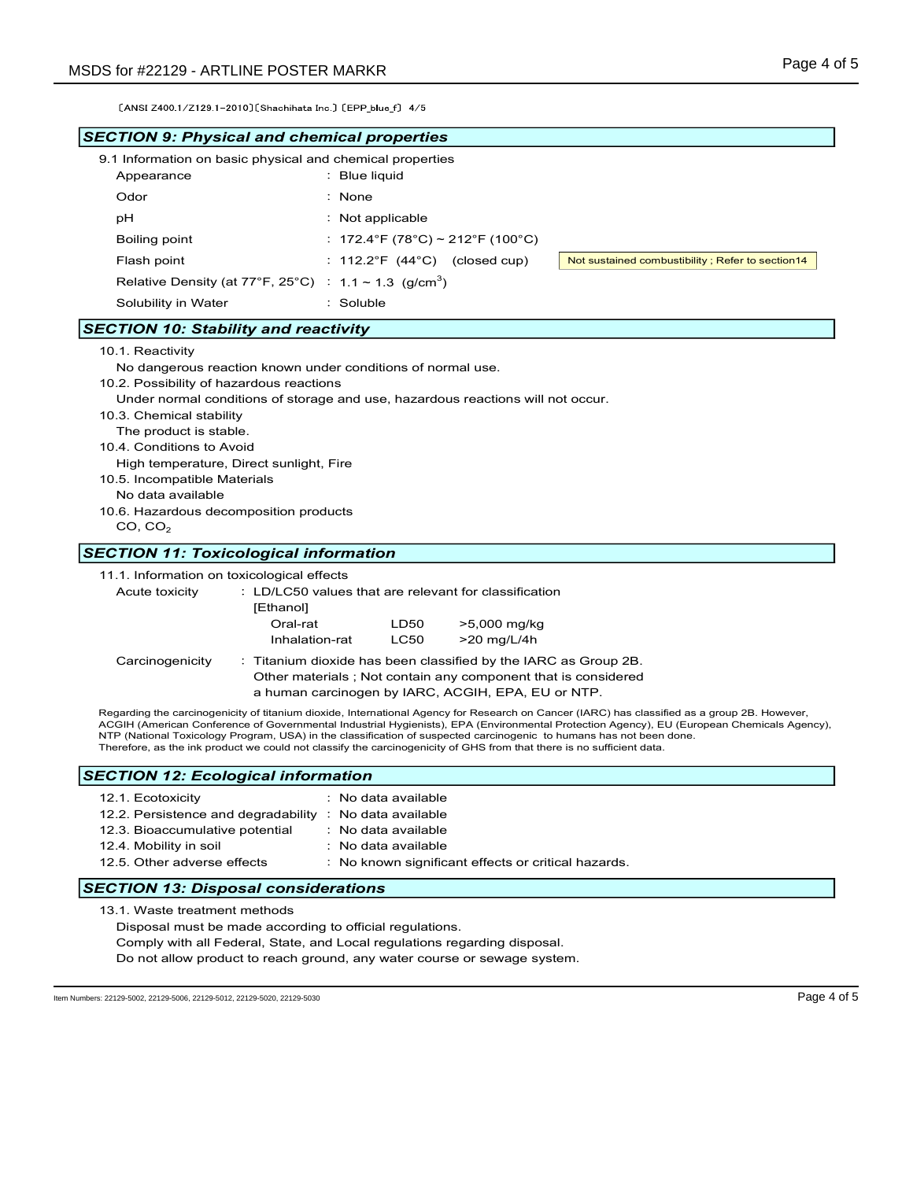〔ANSI Z400.1/Z129.1-2010〕〔Shachihata Inc.〕〔EPP_blue_f〕 4/5

## *SECTION 9: Physical and chemical properties*

9.1 Information on basic physical and chemical properties

| | | |
|---|---|---|
| Appearance | : Blue liquid | |
| Odor | : None | |
| pH | : Not applicable | |
| Boiling point | : 172.4°F (78°C) ~ 212°F (100°C) | |
| Flash point | : 112.2°F (44°C) (closed cup) | Not sustained combustibility ; Refer to section14 |
| Relative Density (at 77°F, 25°C) | : 1.1 ~ 1.3 ($g/cm^3$) | |
| Solubility in Water | : Soluble | |

## *SECTION 10: Stability and reactivity*

10.1. Reactivity
No dangerous reaction known under conditions of normal use.

10.2. Possibility of hazardous reactions
Under normal conditions of storage and use, hazardous reactions will not occur.

10.3. Chemical stability
The product is stable.

10.4. Conditions to Avoid
High temperature, Direct sunlight, Fire

10.5. Incompatible Materials
No data available

10.6. Hazardous decomposition products
CO, $CO_2$

## *SECTION 11: Toxicological information*

11.1. Information on toxicological effects

Acute toxicity : LD/LC50 values that are relevant for classification

[Ethanol]

| | | |
|---|---|---|
| Oral-rat | LD50 | >5,000 mg/kg |
| Inhalation-rat | LC50 | >20 mg/L/4h |

Carcinogenicity : Titanium dioxide has been classified by the IARC as Group 2B.
Other materials ; Not contain any component that is considered a human carcinogen by IARC, ACGIH, EPA, EU or NTP.

Regarding the carcinogenicity of titanium dioxide, International Agency for Research on Cancer (IARC) has classified as a group 2B. However, ACGIH (American Conference of Governmental Industrial Hygienists), EPA (Environmental Protection Agency), EU (European Chemicals Agency), NTP (National Toxicology Program, USA) in the classification of suspected carcinogenic to humans has not been done.
Therefore, as the ink product we could not classify the carcinogenicity of GHS from that there is no sufficient data.

## *SECTION 12: Ecological information*

| | |
|---|---|
| 12.1. Ecotoxicity | : No data available |
| 12.2. Persistence and degradability | : No data available |
| 12.3. Bioaccumulative potential | : No data available |
| 12.4. Mobility in soil | : No data available |
| 12.5. Other adverse effects | : No known significant effects or critical hazards. |

## *SECTION 13: Disposal considerations*

13.1. Waste treatment methods
Disposal must be made according to official regulations.
Comply with all Federal, State, and Local regulations regarding disposal.
Do not allow product to reach ground, any water course or sewage system.

Item Numbers: 22129-5002, 22129-5006, 22129-5012, 22129-5020, 22129-5030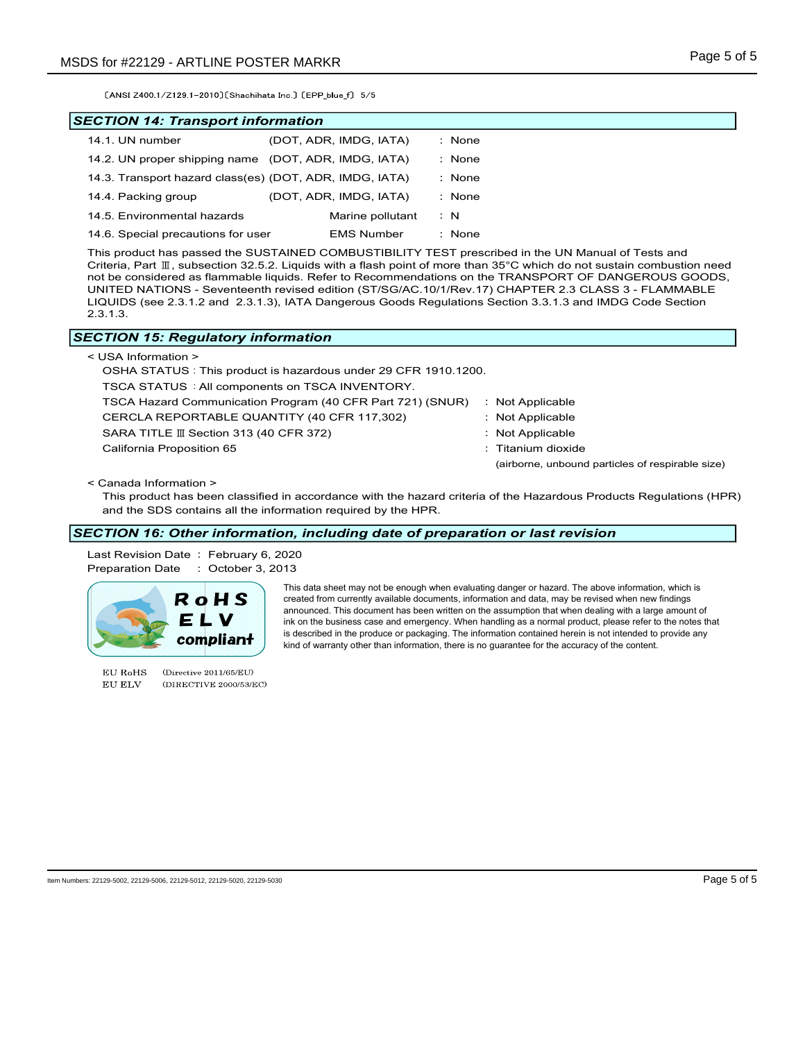〔ANSI Z400.1/Z129.1-2010〕〔Shachihata Inc.〕〔EPP_blue_f〕 5/5

## SECTION 14: Transport information

| | | |
|---|---|---|
| 14.1. UN number | (DOT, ADR, IMDG, IATA) | : None |
| 14.2. UN proper shipping name | (DOT, ADR, IMDG, IATA) | : None |
| 14.3. Transport hazard class(es) | (DOT, ADR, IMDG, IATA) | : None |
| 14.4. Packing group | (DOT, ADR, IMDG, IATA) | : None |
| 14.5. Environmental hazards | Marine pollutant | : N |
| 14.6. Special precautions for user | EMS Number | : None |

This product has passed the SUSTAINED COMBUSTIBILITY TEST prescribed in the UN Manual of Tests and Criteria, Part Ⅲ, subsection 32.5.2. Liquids with a flash point of more than 35°C which do not sustain combustion need not be considered as flammable liquids. Refer to Recommendations on the TRANSPORT OF DANGEROUS GOODS, UNITED NATIONS - Seventeenth revised edition (ST/SG/AC.10/1/Rev.17) CHAPTER 2.3 CLASS 3 - FLAMMABLE LIQUIDS (see 2.3.1.2 and 2.3.1.3), IATA Dangerous Goods Regulations Section 3.3.1.3 and IMDG Code Section 2.3.1.3.

## SECTION 15: Regulatory information

< USA Information >

OSHA STATUS : This product is hazardous under 29 CFR 1910.1200.

TSCA STATUS : All components on TSCA INVENTORY.

| | |
|---|---|
| TSCA Hazard Communication Program (40 CFR Part 721) (SNUR) | : Not Applicable |
| CERCLA REPORTABLE QUANTITY (40 CFR 117,302) | : Not Applicable |
| SARA TITLE Ⅲ Section 313 (40 CFR 372) | : Not Applicable |
| California Proposition 65 | : Titanium dioxide (airborne, unbound particles of respirable size) |

< Canada Information >

This product has been classified in accordance with the hazard criteria of the Hazardous Products Regulations (HPR) and the SDS contains all the information required by the HPR.

## SECTION 16: Other information, including date of preparation or last revision

Last Revision Date : February 6, 2020

Preparation Date : October 3, 2013

RoHS ELV compliant

EU RoHS (Directive 2011/65/EU)

EU ELV (DIRECTIVE 2000/53/EC)

This data sheet may not be enough when evaluating danger or hazard. The above information, which is created from currently available documents, information and data, may be revised when new findings announced. This document has been written on the assumption that when dealing with a large amount of ink on the business case and emergency. When handling as a normal product, please refer to the notes that is described in the produce or packaging. The information contained herein is not intended to provide any kind of warranty other than information, there is no guarantee for the accuracy of the content.

Item Numbers: 22129-5002, 22129-5006, 22129-5012, 22129-5020, 22129-5030